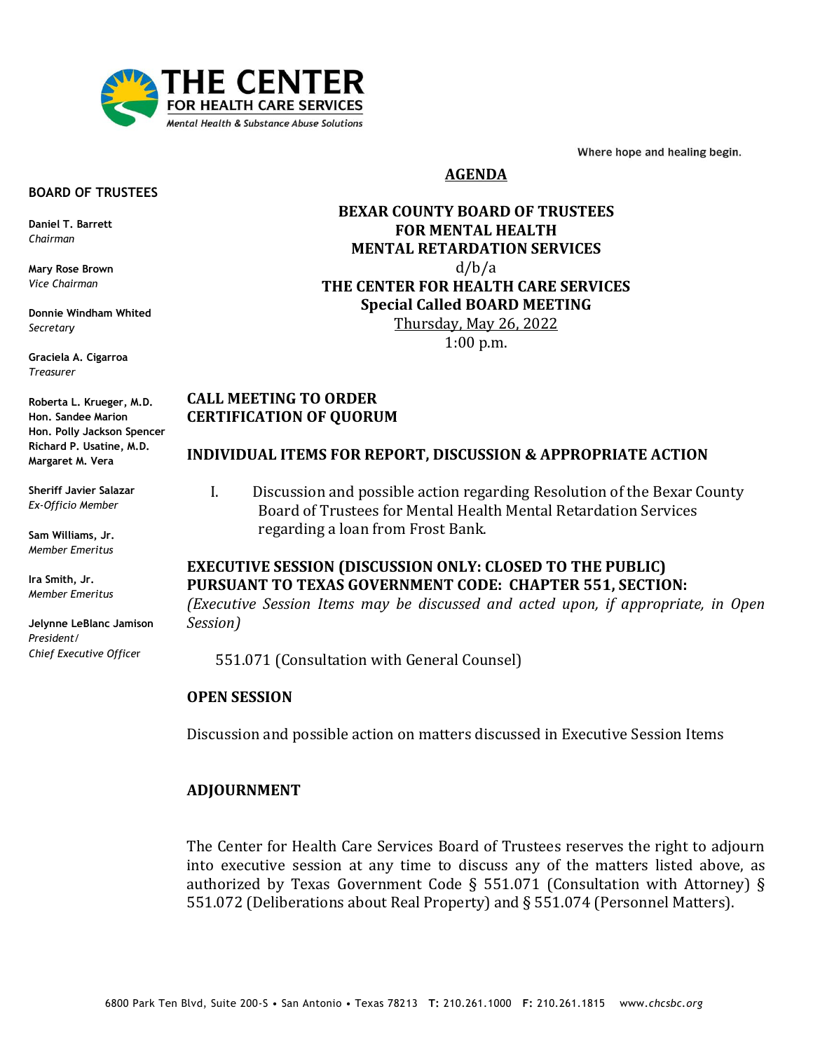THE CENTER
FOR HEALTH CARE SERVICES
*Mental Health & Substance Abuse Solutions*

Where hope and healing begin.

**BOARD OF TRUSTEES**

**Daniel T. Barrett**
*Chairman*

**Mary Rose Brown**
*Vice Chairman*

**Donnie Windham Whited**
*Secretary*

**Graciela A. Cigarroa**
*Treasurer*

**Roberta L. Krueger, M.D.**
**Hon. Sandee Marion**
**Hon. Polly Jackson Spencer**
**Richard P. Usatine, M.D.**
**Margaret M. Vera**

**Sheriff Javier Salazar**
*Ex-Officio Member*

**Sam Williams, Jr.**
*Member Emeritus*

**Ira Smith, Jr.**
*Member Emeritus*

**Jelynne LeBlanc Jamison**
*President/*
*Chief Executive Officer*

# AGENDA

**BEXAR COUNTY BOARD OF TRUSTEES**
**FOR MENTAL HEALTH**
**MENTAL RETARDATION SERVICES**
d/b/a
**THE CENTER FOR HEALTH CARE SERVICES**
**Special Called BOARD MEETING**
Thursday, May 26, 2022
1:00 p.m.

## CALL MEETING TO ORDER
## CERTIFICATION OF QUORUM

## INDIVIDUAL ITEMS FOR REPORT, DISCUSSION & APPROPRIATE ACTION

I. Discussion and possible action regarding Resolution of the Bexar County Board of Trustees for Mental Health Mental Retardation Services regarding a loan from Frost Bank.

## EXECUTIVE SESSION (DISCUSSION ONLY: CLOSED TO THE PUBLIC) PURSUANT TO TEXAS GOVERNMENT CODE: CHAPTER 551, SECTION:

*(Executive Session Items may be discussed and acted upon, if appropriate, in Open Session)*

551.071 (Consultation with General Counsel)

## OPEN SESSION

Discussion and possible action on matters discussed in Executive Session Items

## ADJOURNMENT

The Center for Health Care Services Board of Trustees reserves the right to adjourn into executive session at any time to discuss any of the matters listed above, as authorized by Texas Government Code § 551.071 (Consultation with Attorney) § 551.072 (Deliberations about Real Property) and § 551.074 (Personnel Matters).

6800 Park Ten Blvd, Suite 200-S • San Antonio • Texas 78213 **T:** 210.261.1000 **F:** 210.261.1815 www.*chcsbc.org*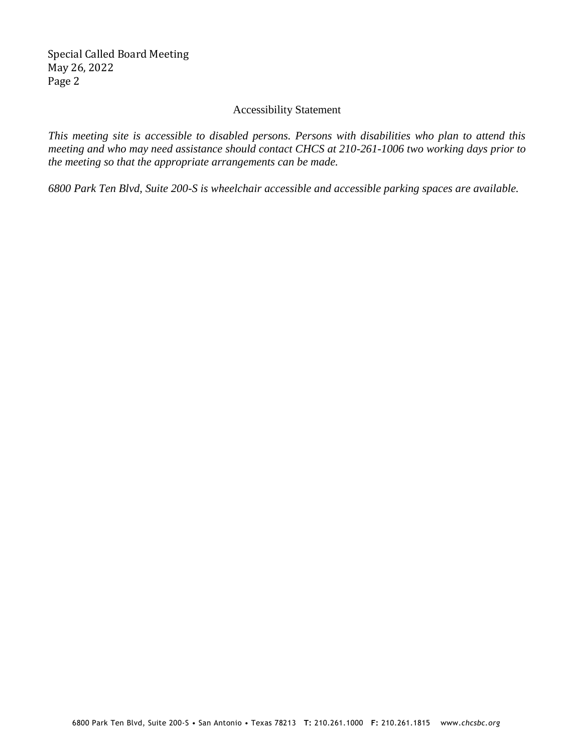## Accessibility Statement

*This meeting site is accessible to disabled persons. Persons with disabilities who plan to attend this meeting and who may need assistance should contact CHCS at 210-261-1006 two working days prior to the meeting so that the appropriate arrangements can be made.*

*6800 Park Ten Blvd, Suite 200-S is wheelchair accessible and accessible parking spaces are available.*